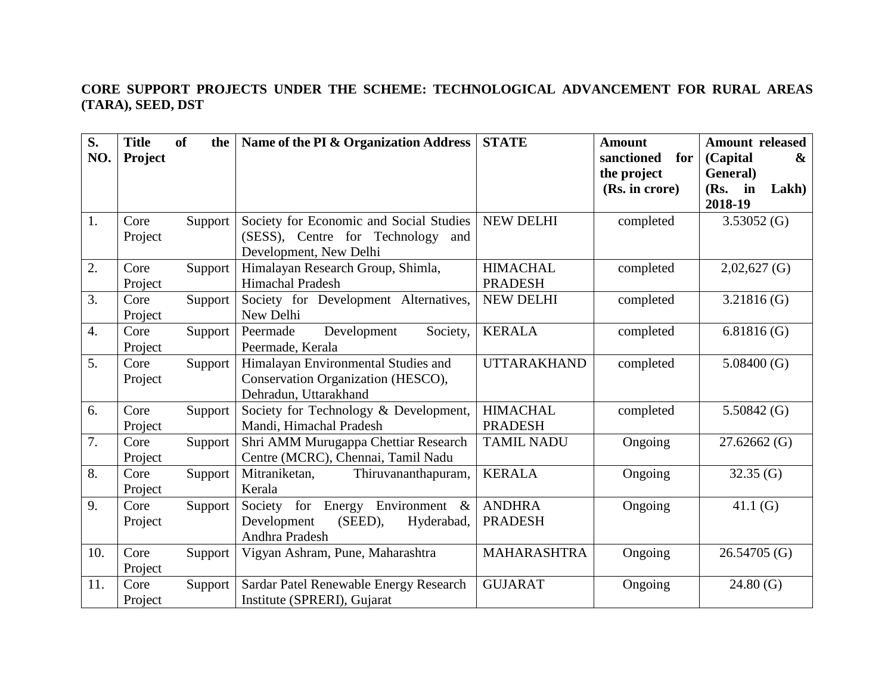**CORE SUPPORT PROJECTS UNDER THE SCHEME: TECHNOLOGICAL ADVANCEMENT FOR RURAL AREAS (TARA), SEED, DST**

| S. NO. | Title of the Project | Name of the PI & Organization Address | STATE | Amount sanctioned for the project (Rs. in crore) | Amount released (Capital & General) (Rs. in Lakh) 2018-19 |
|---|---|---|---|---|---|
| 1. | Core Support Project | Society for Economic and Social Studies (SESS), Centre for Technology and Development, New Delhi | NEW DELHI | completed | 3.53052 (G) |
| 2. | Core Support Project | Himalayan Research Group, Shimla, Himachal Pradesh | HIMACHAL PRADESH | completed | 2,02,627 (G) |
| 3. | Core Support Project | Society for Development Alternatives, New Delhi | NEW DELHI | completed | 3.21816 (G) |
| 4. | Core Support Project | Peermade Development Society, Peermade, Kerala | KERALA | completed | 6.81816 (G) |
| 5. | Core Support Project | Himalayan Environmental Studies and Conservation Organization (HESCO), Dehradun, Uttarakhand | UTTARAKHAND | completed | 5.08400 (G) |
| 6. | Core Support Project | Society for Technology & Development, Mandi, Himachal Pradesh | HIMACHAL PRADESH | completed | 5.50842 (G) |
| 7. | Core Support Project | Shri AMM Murugappa Chettiar Research Centre (MCRC), Chennai, Tamil Nadu | TAMIL NADU | Ongoing | 27.62662 (G) |
| 8. | Core Support Project | Mitraniketan, Thiruvananthapuram, Kerala | KERALA | Ongoing | 32.35 (G) |
| 9. | Core Support Project | Society for Energy Environment & Development (SEED), Hyderabad, Andhra Pradesh | ANDHRA PRADESH | Ongoing | 41.1 (G) |
| 10. | Core Support Project | Vigyan Ashram, Pune, Maharashtra | MAHARASHTRA | Ongoing | 26.54705 (G) |
| 11. | Core Support Project | Sardar Patel Renewable Energy Research Institute (SPRERI), Gujarat | GUJARAT | Ongoing | 24.80 (G) |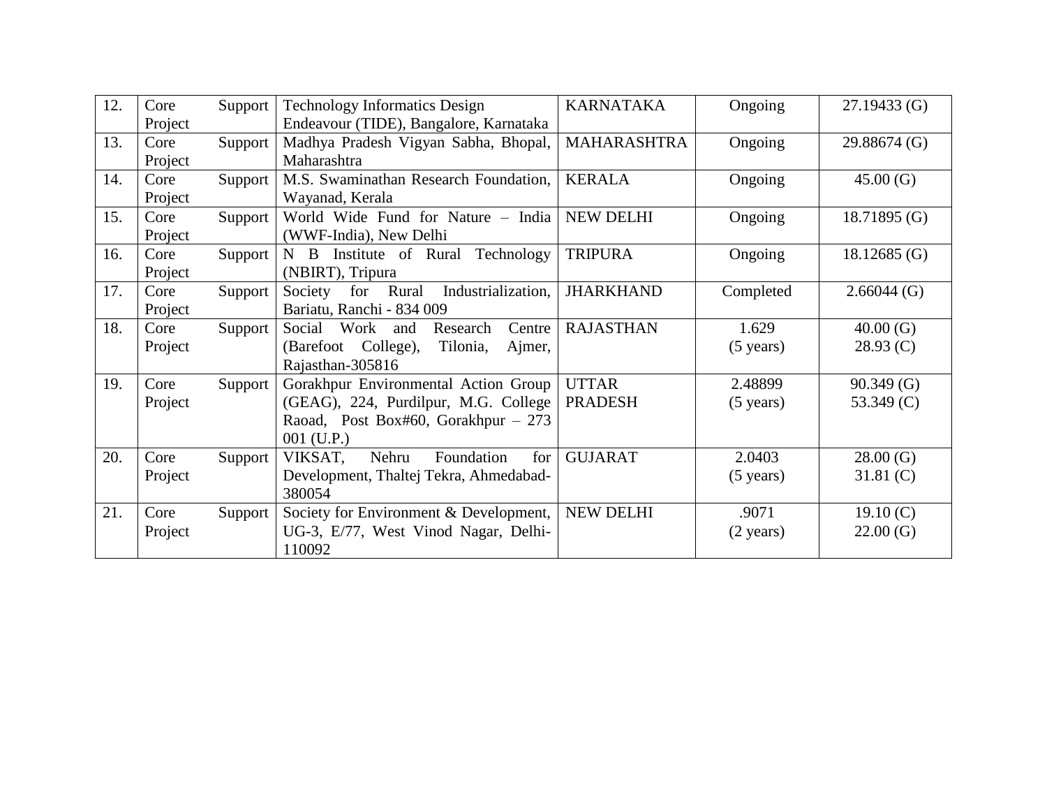| | | | | | |
|---|---|---|---|---|---|
| 12. | Core Support Project | Technology Informatics Design Endeavour (TIDE), Bangalore, Karnataka | KARNATAKA | Ongoing | 27.19433 (G) |
| 13. | Core Support Project | Madhya Pradesh Vigyan Sabha, Bhopal, Maharashtra | MAHARASHTRA | Ongoing | 29.88674 (G) |
| 14. | Core Support Project | M.S. Swaminathan Research Foundation, Wayanad, Kerala | KERALA | Ongoing | 45.00 (G) |
| 15. | Core Support Project | World Wide Fund for Nature – India (WWF-India), New Delhi | NEW DELHI | Ongoing | 18.71895 (G) |
| 16. | Core Support Project | N B Institute of Rural Technology (NBIRT), Tripura | TRIPURA | Ongoing | 18.12685 (G) |
| 17. | Core Support Project | Society for Rural Industrialization, Bariatu, Ranchi - 834 009 | JHARKHAND | Completed | 2.66044 (G) |
| 18. | Core Support Project | Social Work and Research Centre (Barefoot College), Tilonia, Ajmer, Rajasthan-305816 | RAJASTHAN | 1.629 (5 years) | 40.00 (G) 28.93 (C) |
| 19. | Core Support Project | Gorakhpur Environmental Action Group (GEAG), 224, Purdilpur, M.G. College Raoad, Post Box#60, Gorakhpur – 273 001 (U.P.) | UTTAR PRADESH | 2.48899 (5 years) | 90.349 (G) 53.349 (C) |
| 20. | Core Support Project | VIKSAT, Nehru Foundation for Development, Thaltej Tekra, Ahmedabad-380054 | GUJARAT | 2.0403 (5 years) | 28.00 (G) 31.81 (C) |
| 21. | Core Support Project | Society for Environment & Development, UG-3, E/77, West Vinod Nagar, Delhi-110092 | NEW DELHI | .9071 (2 years) | 19.10 (C) 22.00 (G) |